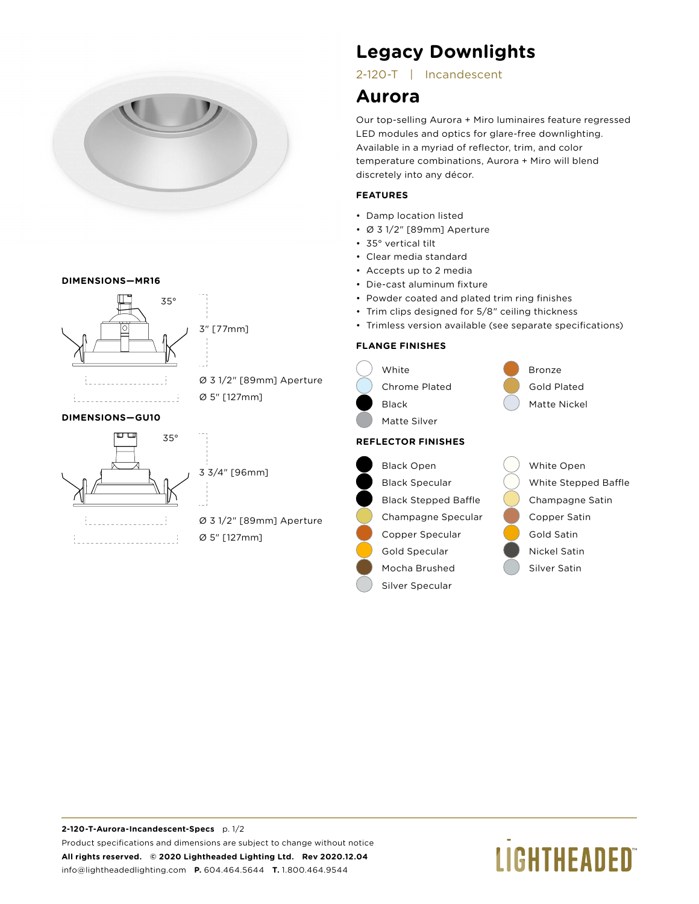# Legacy Downlights

2-120-T | Incandescent

## Aurora

Our top-selling Aurora + Miro luminaires feature regressed LED modules and optics for glare-free downlighting. Available in a myriad of reflector, trim, and color temperature combinations, Aurora + Miro will blend discretely into any décor.

### FEATURES

- Damp location listed
- Ø 3 1/2" [89mm] Aperture
- 35° vertical tilt
- Clear media standard
- Accepts up to 2 media
- Die-cast aluminum fixture
- Powder coated and plated trim ring finishes
- Trim clips designed for 5/8" ceiling thickness
- Trimless version available (see separate specifications)

### DIMENSIONS—MR16

35°

3" [77mm]

Ø 3 1/2" [89mm] Aperture

Ø 5" [127mm]

### DIMENSIONS—GU10

35°

3 3/4" [96mm]

Ø 3 1/2" [89mm] Aperture

Ø 5" [127mm]

### FLANGE FINISHES

- White
- Chrome Plated
- Black
- Matte Silver
- Bronze
- Gold Plated
- Matte Nickel

### REFLECTOR FINISHES

- Black Open
- Black Specular
- Black Stepped Baffle
- Champagne Specular
- Copper Specular
- Gold Specular
- Mocha Brushed
- Silver Specular
- White Open
- White Stepped Baffle
- Champagne Satin
- Copper Satin
- Gold Satin
- Nickel Satin
- Silver Satin

**2-120-T-Aurora-Incandescent-Specs** p. 1/2

Product specifications and dimensions are subject to change without notice

**All rights reserved. © 2020 Lightheaded Lighting Ltd. Rev 2020.12.04**

info@lightheadedlighting.com **P.** 604.464.5644 **T.** 1.800.464.9544

LIGHTHEADED™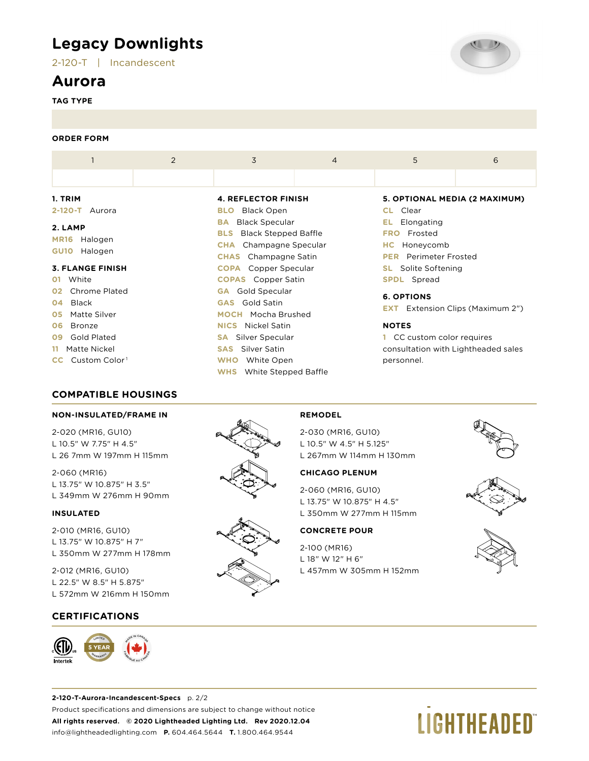# Legacy Downlights

2-120-T | Incandescent

# Aurora

**TAG TYPE**

**ORDER FORM**

| 1 | 2 | 3 | 4 | 5 | 6 |
|---|---|---|---|---|---|
| | | | | | |

### 1. TRIM
**2-120-T** Aurora

### 2. LAMP
**MR16** Halogen
**GU10** Halogen

### 3. FLANGE FINISH
**01** White
**02** Chrome Plated
**04** Black
**05** Matte Silver
**06** Bronze
**09** Gold Plated
**11** Matte Nickel
**CC** Custom Color [1]

### 4. REFLECTOR FINISH
**BLO** Black Open
**BA** Black Specular
**BLS** Black Stepped Baffle
**CHA** Champagne Specular
**CHAS** Champagne Satin
**COPA** Copper Specular
**COPAS** Copper Satin
**GA** Gold Specular
**GAS** Gold Satin
**MOCH** Mocha Brushed
**NICS** Nickel Satin
**SA** Silver Specular
**SAS** Silver Satin
**WHO** White Open
**WHS** White Stepped Baffle

### 5. OPTIONAL MEDIA (2 MAXIMUM)
**CL** Clear
**EL** Elongating
**FRO** Frosted
**HC** Honeycomb
**PER** Perimeter Frosted
**SL** Solite Softening
**SPDL** Spread

### 6. OPTIONS
**EXT** Extension Clips (Maximum 2")

### NOTES
1 CC custom color requires consultation with Lightheaded sales personnel.

## COMPATIBLE HOUSINGS

### NON-INSULATED/FRAME IN

2-020 (MR16, GU10)
L 10.5" W 7.75" H 4.5"
L 26 7mm W 197mm H 115mm

2-060 (MR16)
L 13.75" W 10.875" H 3.5"
L 349mm W 276mm H 90mm

### INSULATED

2-010 (MR16, GU10)
L 13.75" W 10.875" H 7"
L 350mm W 277mm H 178mm

2-012 (MR16, GU10)
L 22.5" W 8.5" H 5.875"
L 572mm W 216mm H 150mm

### REMODEL

2-030 (MR16, GU10)
L 10.5" W 4.5" H 5.125"
L 267mm W 114mm H 130mm

### CHICAGO PLENUM

2-060 (MR16, GU10)
L 13.75" W 10.875" H 4.5"
L 350mm W 277mm H 115mm

### CONCRETE POUR

2-100 (MR16)
L 18" W 12" H 6"
L 457mm W 305mm H 152mm

## CERTIFICATIONS

**2-120-T-Aurora-Incandescent-Specs** p. 2/2
Product specifications and dimensions are subject to change without notice
**All rights reserved. © 2020 Lightheaded Lighting Ltd. Rev 2020.12.04**
info@lightheadedlighting.com **P.** 604.464.5644 **T.** 1.800.464.9544

LIGHTHEADED™